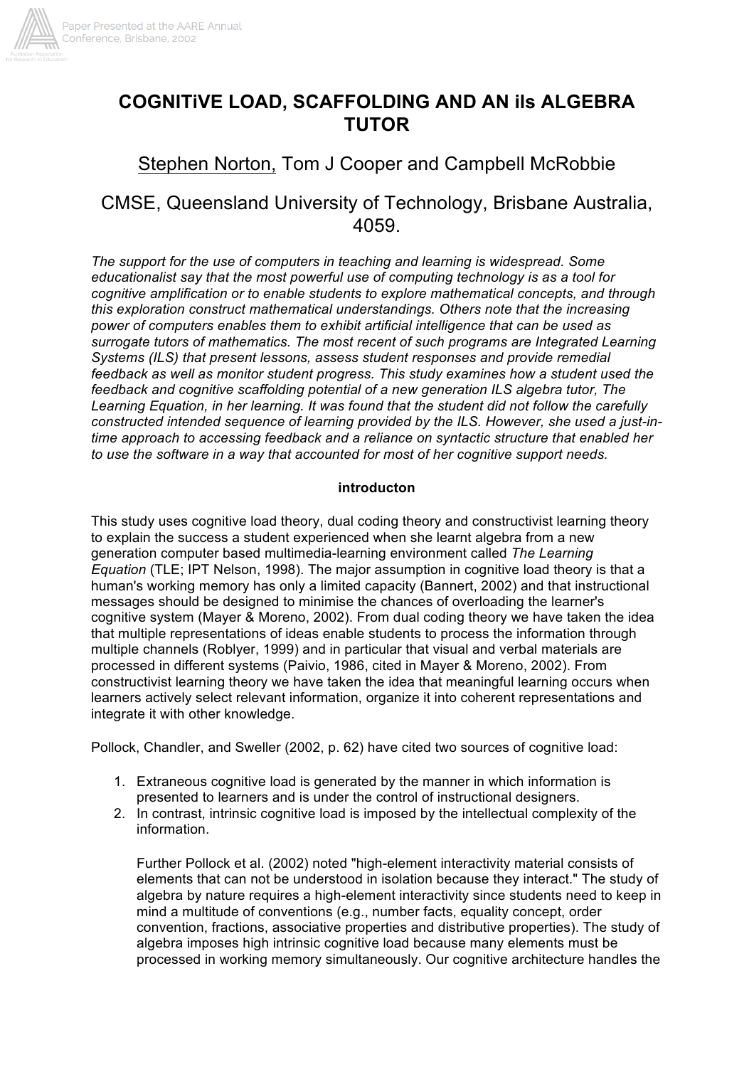# COGNITiVE LOAD, SCAFFOLDING AND AN ils ALGEBRA TUTOR

Stephen Norton, Tom J Cooper and Campbell McRobbie

CMSE, Queensland University of Technology, Brisbane Australia, 4059.

*The support for the use of computers in teaching and learning is widespread. Some educationalist say that the most powerful use of computing technology is as a tool for cognitive amplification or to enable students to explore mathematical concepts, and through this exploration construct mathematical understandings. Others note that the increasing power of computers enables them to exhibit artificial intelligence that can be used as surrogate tutors of mathematics. The most recent of such programs are Integrated Learning Systems (ILS) that present lessons, assess student responses and provide remedial feedback as well as monitor student progress. This study examines how a student used the feedback and cognitive scaffolding potential of a new generation ILS algebra tutor, The Learning Equation, in her learning. It was found that the student did not follow the carefully constructed intended sequence of learning provided by the ILS. However, she used a just-in-time approach to accessing feedback and a reliance on syntactic structure that enabled her to use the software in a way that accounted for most of her cognitive support needs.*

## introducton

This study uses cognitive load theory, dual coding theory and constructivist learning theory to explain the success a student experienced when she learnt algebra from a new generation computer based multimedia-learning environment called *The Learning Equation* (TLE; IPT Nelson, 1998). The major assumption in cognitive load theory is that a human's working memory has only a limited capacity (Bannert, 2002) and that instructional messages should be designed to minimise the chances of overloading the learner's cognitive system (Mayer & Moreno, 2002). From dual coding theory we have taken the idea that multiple representations of ideas enable students to process the information through multiple channels (Roblyer, 1999) and in particular that visual and verbal materials are processed in different systems (Paivio, 1986, cited in Mayer & Moreno, 2002). From constructivist learning theory we have taken the idea that meaningful learning occurs when learners actively select relevant information, organize it into coherent representations and integrate it with other knowledge.

Pollock, Chandler, and Sweller (2002, p. 62) have cited two sources of cognitive load:

1. Extraneous cognitive load is generated by the manner in which information is presented to learners and is under the control of instructional designers.
2. In contrast, intrinsic cognitive load is imposed by the intellectual complexity of the information.

   Further Pollock et al. (2002) noted "high-element interactivity material consists of elements that can not be understood in isolation because they interact." The study of algebra by nature requires a high-element interactivity since students need to keep in mind a multitude of conventions (e.g., number facts, equality concept, order convention, fractions, associative properties and distributive properties). The study of algebra imposes high intrinsic cognitive load because many elements must be processed in working memory simultaneously. Our cognitive architecture handles the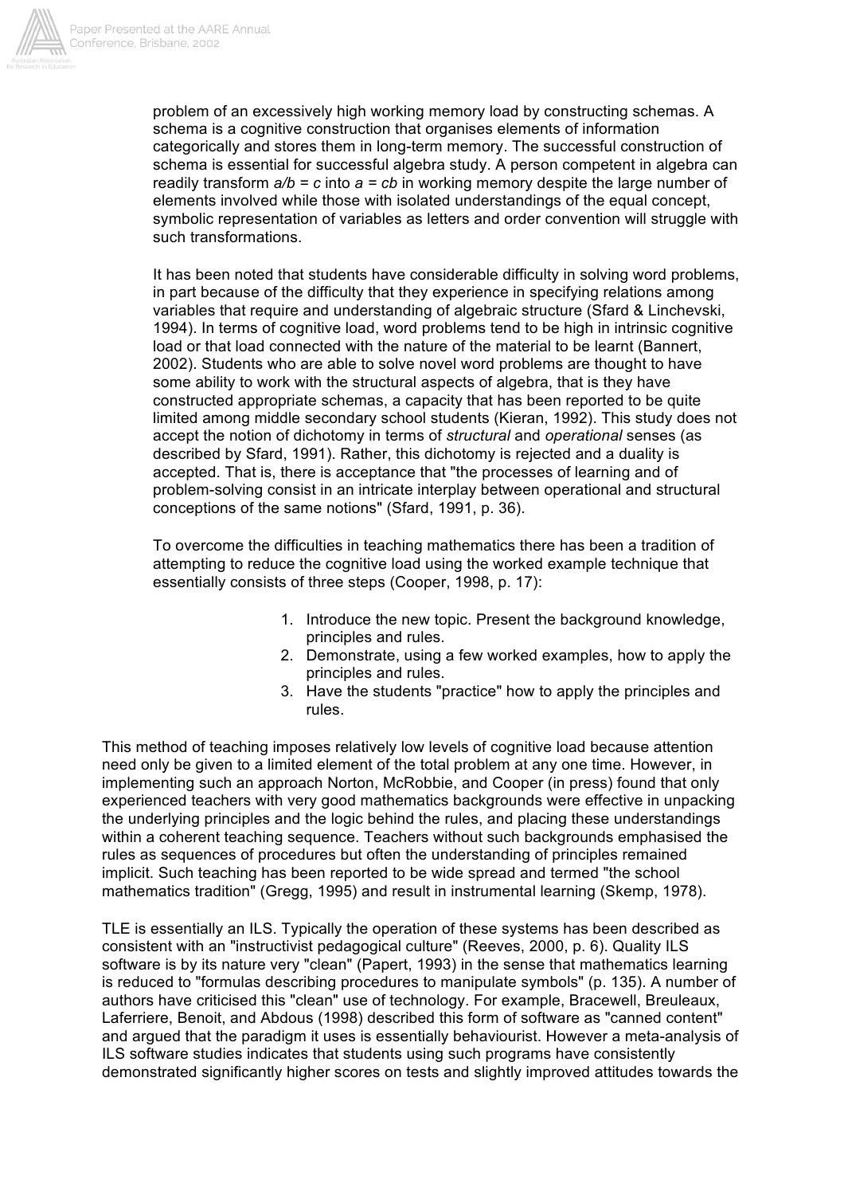problem of an excessively high working memory load by constructing schemas. A schema is a cognitive construction that organises elements of information categorically and stores them in long-term memory. The successful construction of schema is essential for successful algebra study. A person competent in algebra can readily transform $a/b = c$ into $a = cb$ in working memory despite the large number of elements involved while those with isolated understandings of the equal concept, symbolic representation of variables as letters and order convention will struggle with such transformations.

It has been noted that students have considerable difficulty in solving word problems, in part because of the difficulty that they experience in specifying relations among variables that require and understanding of algebraic structure (Sfard & Linchevski, 1994). In terms of cognitive load, word problems tend to be high in intrinsic cognitive load or that load connected with the nature of the material to be learnt (Bannert, 2002). Students who are able to solve novel word problems are thought to have some ability to work with the structural aspects of algebra, that is they have constructed appropriate schemas, a capacity that has been reported to be quite limited among middle secondary school students (Kieran, 1992). This study does not accept the notion of dichotomy in terms of *structural* and *operational* senses (as described by Sfard, 1991). Rather, this dichotomy is rejected and a duality is accepted. That is, there is acceptance that "the processes of learning and of problem-solving consist in an intricate interplay between operational and structural conceptions of the same notions" (Sfard, 1991, p. 36).

To overcome the difficulties in teaching mathematics there has been a tradition of attempting to reduce the cognitive load using the worked example technique that essentially consists of three steps (Cooper, 1998, p. 17):

1. Introduce the new topic. Present the background knowledge, principles and rules.
2. Demonstrate, using a few worked examples, how to apply the principles and rules.
3. Have the students "practice" how to apply the principles and rules.

This method of teaching imposes relatively low levels of cognitive load because attention need only be given to a limited element of the total problem at any one time. However, in implementing such an approach Norton, McRobbie, and Cooper (in press) found that only experienced teachers with very good mathematics backgrounds were effective in unpacking the underlying principles and the logic behind the rules, and placing these understandings within a coherent teaching sequence. Teachers without such backgrounds emphasised the rules as sequences of procedures but often the understanding of principles remained implicit. Such teaching has been reported to be wide spread and termed "the school mathematics tradition" (Gregg, 1995) and result in instrumental learning (Skemp, 1978).

TLE is essentially an ILS. Typically the operation of these systems has been described as consistent with an "instructivist pedagogical culture" (Reeves, 2000, p. 6). Quality ILS software is by its nature very "clean" (Papert, 1993) in the sense that mathematics learning is reduced to "formulas describing procedures to manipulate symbols" (p. 135). A number of authors have criticised this "clean" use of technology. For example, Bracewell, Breuleaux, Laferriere, Benoit, and Abdous (1998) described this form of software as "canned content" and argued that the paradigm it uses is essentially behaviourist. However a meta-analysis of ILS software studies indicates that students using such programs have consistently demonstrated significantly higher scores on tests and slightly improved attitudes towards the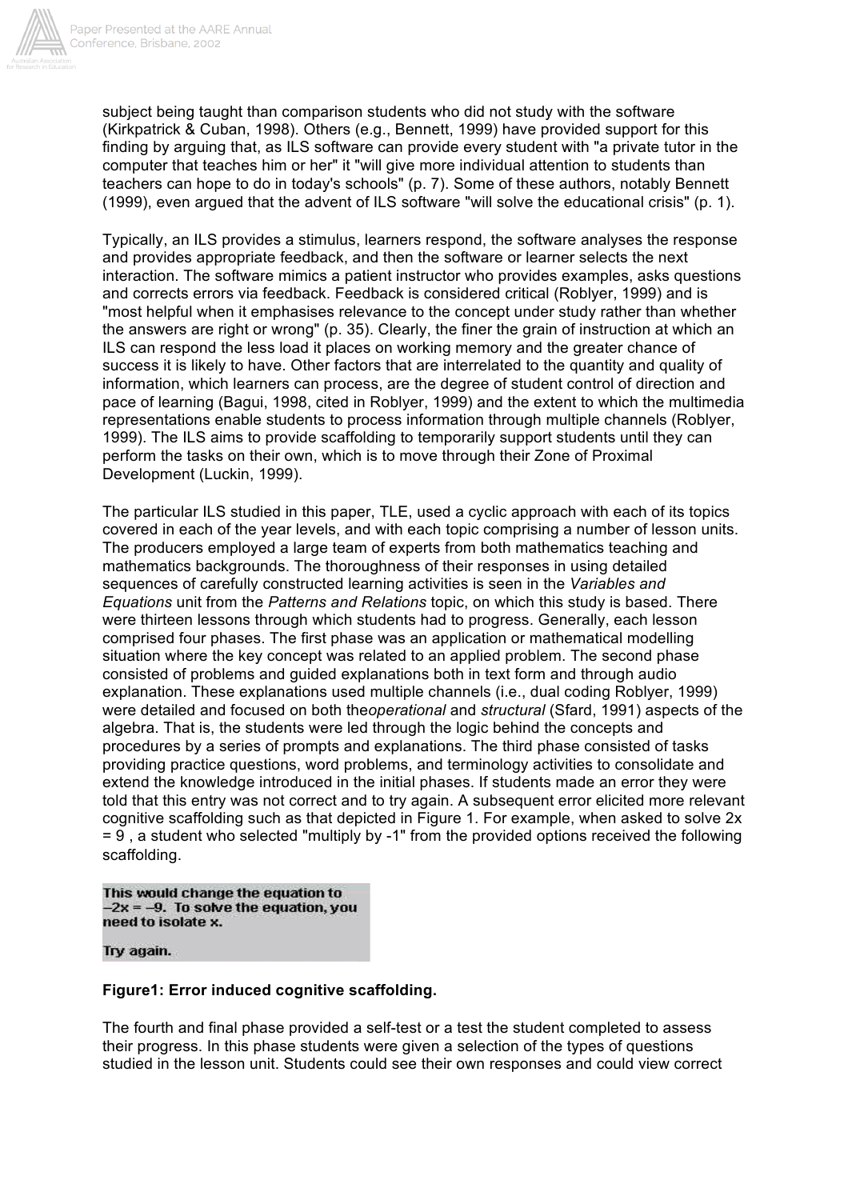subject being taught than comparison students who did not study with the software (Kirkpatrick & Cuban, 1998). Others (e.g., Bennett, 1999) have provided support for this finding by arguing that, as ILS software can provide every student with "a private tutor in the computer that teaches him or her" it "will give more individual attention to students than teachers can hope to do in today's schools" (p. 7). Some of these authors, notably Bennett (1999), even argued that the advent of ILS software "will solve the educational crisis" (p. 1).

Typically, an ILS provides a stimulus, learners respond, the software analyses the response and provides appropriate feedback, and then the software or learner selects the next interaction. The software mimics a patient instructor who provides examples, asks questions and corrects errors via feedback. Feedback is considered critical (Roblyer, 1999) and is "most helpful when it emphasises relevance to the concept under study rather than whether the answers are right or wrong" (p. 35). Clearly, the finer the grain of instruction at which an ILS can respond the less load it places on working memory and the greater chance of success it is likely to have. Other factors that are interrelated to the quantity and quality of information, which learners can process, are the degree of student control of direction and pace of learning (Bagui, 1998, cited in Roblyer, 1999) and the extent to which the multimedia representations enable students to process information through multiple channels (Roblyer, 1999). The ILS aims to provide scaffolding to temporarily support students until they can perform the tasks on their own, which is to move through their Zone of Proximal Development (Luckin, 1999).

The particular ILS studied in this paper, TLE, used a cyclic approach with each of its topics covered in each of the year levels, and with each topic comprising a number of lesson units. The producers employed a large team of experts from both mathematics teaching and mathematics backgrounds. The thoroughness of their responses in using detailed sequences of carefully constructed learning activities is seen in the *Variables and Equations* unit from the *Patterns and Relations* topic, on which this study is based. There were thirteen lessons through which students had to progress. Generally, each lesson comprised four phases. The first phase was an application or mathematical modelling situation where the key concept was related to an applied problem. The second phase consisted of problems and guided explanations both in text form and through audio explanation. These explanations used multiple channels (i.e., dual coding Roblyer, 1999) were detailed and focused on both the*operational* and *structural* (Sfard, 1991) aspects of the algebra. That is, the students were led through the logic behind the concepts and procedures by a series of prompts and explanations. The third phase consisted of tasks providing practice questions, word problems, and terminology activities to consolidate and extend the knowledge introduced in the initial phases. If students made an error they were told that this entry was not correct and to try again. A subsequent error elicited more relevant cognitive scaffolding such as that depicted in Figure 1. For example, when asked to solve $2x = 9$ , a student who selected "multiply by -1" from the provided options received the following scaffolding.

**This would change the equation to $-2x = -9$. To solve the equation, you need to isolate x.**

**Try again.**

**Figure1: Error induced cognitive scaffolding.**

The fourth and final phase provided a self-test or a test the student completed to assess their progress. In this phase students were given a selection of the types of questions studied in the lesson unit. Students could see their own responses and could view correct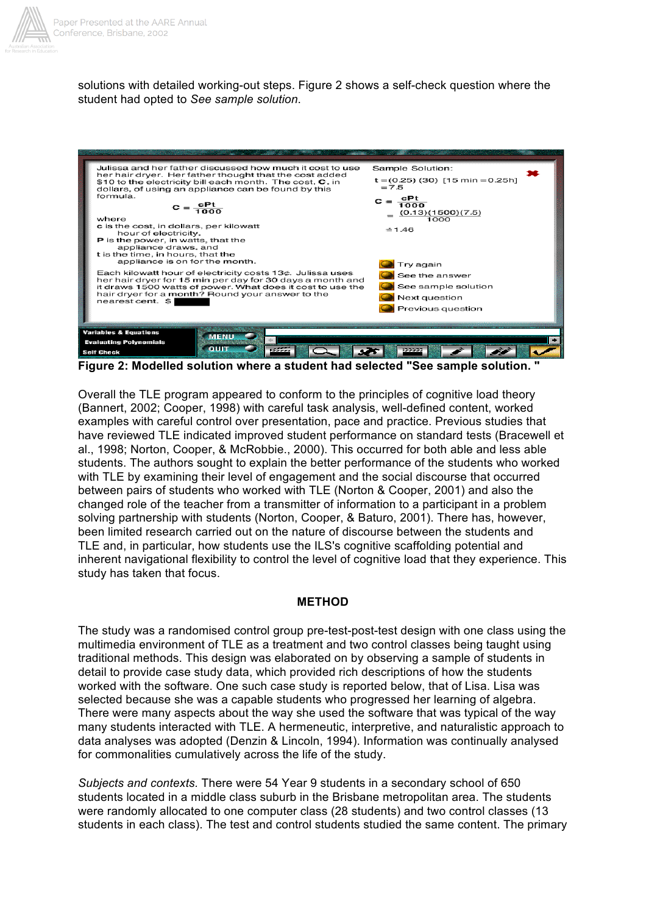solutions with detailed working-out steps. Figure 2 shows a self-check question where the student had opted to *See sample solution*.

**Figure 2: Modelled solution where a student had selected "See sample solution. "**

Overall the TLE program appeared to conform to the principles of cognitive load theory (Bannert, 2002; Cooper, 1998) with careful task analysis, well-defined content, worked examples with careful control over presentation, pace and practice. Previous studies that have reviewed TLE indicated improved student performance on standard tests (Bracewell et al., 1998; Norton, Cooper, & McRobbie., 2000). This occurred for both able and less able students. The authors sought to explain the better performance of the students who worked with TLE by examining their level of engagement and the social discourse that occurred between pairs of students who worked with TLE (Norton & Cooper, 2001) and also the changed role of the teacher from a transmitter of information to a participant in a problem solving partnership with students (Norton, Cooper, & Baturo, 2001). There has, however, been limited research carried out on the nature of discourse between the students and TLE and, in particular, how students use the ILS's cognitive scaffolding potential and inherent navigational flexibility to control the level of cognitive load that they experience. This study has taken that focus.

## METHOD

The study was a randomised control group pre-test-post-test design with one class using the multimedia environment of TLE as a treatment and two control classes being taught using traditional methods. This design was elaborated on by observing a sample of students in detail to provide case study data, which provided rich descriptions of how the students worked with the software. One such case study is reported below, that of Lisa. Lisa was selected because she was a capable students who progressed her learning of algebra. There were many aspects about the way she used the software that was typical of the way many students interacted with TLE. A hermeneutic, interpretive, and naturalistic approach to data analyses was adopted (Denzin & Lincoln, 1994). Information was continually analysed for commonalities cumulatively across the life of the study.

*Subjects and contexts.* There were 54 Year 9 students in a secondary school of 650 students located in a middle class suburb in the Brisbane metropolitan area. The students were randomly allocated to one computer class (28 students) and two control classes (13 students in each class). The test and control students studied the same content. The primary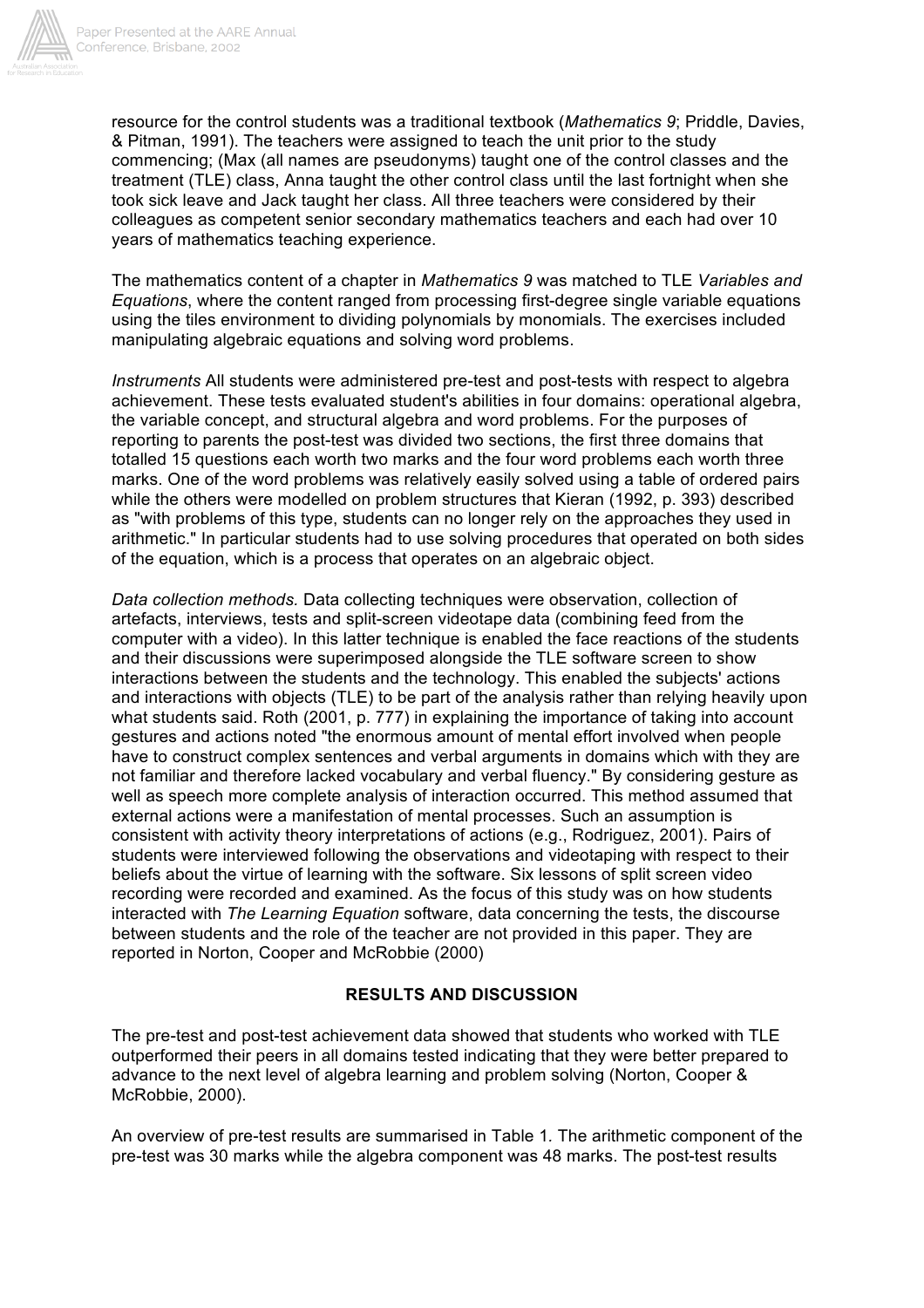resource for the control students was a traditional textbook (*Mathematics 9*; Priddle, Davies, & Pitman, 1991). The teachers were assigned to teach the unit prior to the study commencing; (Max (all names are pseudonyms) taught one of the control classes and the treatment (TLE) class, Anna taught the other control class until the last fortnight when she took sick leave and Jack taught her class. All three teachers were considered by their colleagues as competent senior secondary mathematics teachers and each had over 10 years of mathematics teaching experience.

The mathematics content of a chapter in *Mathematics 9* was matched to TLE *Variables and Equations*, where the content ranged from processing first-degree single variable equations using the tiles environment to dividing polynomials by monomials. The exercises included manipulating algebraic equations and solving word problems.

*Instruments* All students were administered pre-test and post-tests with respect to algebra achievement. These tests evaluated student's abilities in four domains: operational algebra, the variable concept, and structural algebra and word problems. For the purposes of reporting to parents the post-test was divided two sections, the first three domains that totalled 15 questions each worth two marks and the four word problems each worth three marks. One of the word problems was relatively easily solved using a table of ordered pairs while the others were modelled on problem structures that Kieran (1992, p. 393) described as "with problems of this type, students can no longer rely on the approaches they used in arithmetic." In particular students had to use solving procedures that operated on both sides of the equation, which is a process that operates on an algebraic object.

*Data collection methods.* Data collecting techniques were observation, collection of artefacts, interviews, tests and split-screen videotape data (combining feed from the computer with a video). In this latter technique is enabled the face reactions of the students and their discussions were superimposed alongside the TLE software screen to show interactions between the students and the technology. This enabled the subjects' actions and interactions with objects (TLE) to be part of the analysis rather than relying heavily upon what students said. Roth (2001, p. 777) in explaining the importance of taking into account gestures and actions noted "the enormous amount of mental effort involved when people have to construct complex sentences and verbal arguments in domains which with they are not familiar and therefore lacked vocabulary and verbal fluency." By considering gesture as well as speech more complete analysis of interaction occurred. This method assumed that external actions were a manifestation of mental processes. Such an assumption is consistent with activity theory interpretations of actions (e.g., Rodriguez, 2001). Pairs of students were interviewed following the observations and videotaping with respect to their beliefs about the virtue of learning with the software. Six lessons of split screen video recording were recorded and examined. As the focus of this study was on how students interacted with *The Learning Equation* software, data concerning the tests, the discourse between students and the role of the teacher are not provided in this paper. They are reported in Norton, Cooper and McRobbie (2000)

## RESULTS AND DISCUSSION

The pre-test and post-test achievement data showed that students who worked with TLE outperformed their peers in all domains tested indicating that they were better prepared to advance to the next level of algebra learning and problem solving (Norton, Cooper & McRobbie, 2000).

An overview of pre-test results are summarised in Table 1. The arithmetic component of the pre-test was 30 marks while the algebra component was 48 marks. The post-test results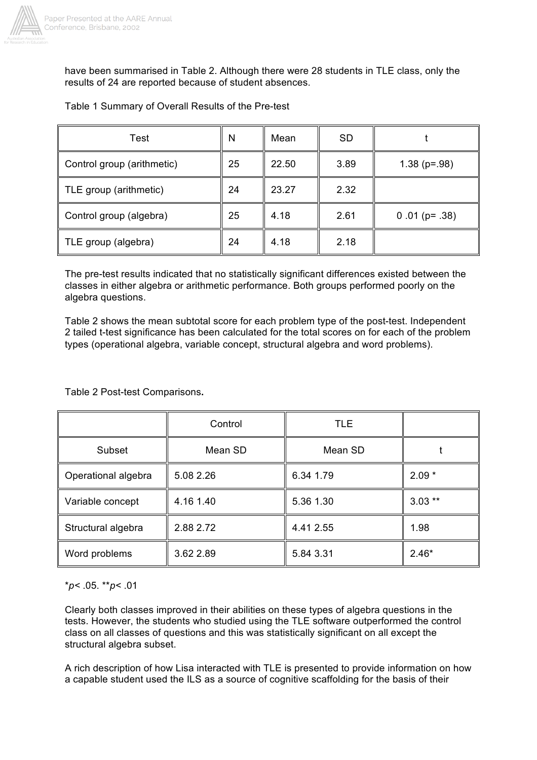have been summarised in Table 2. Although there were 28 students in TLE class, only the results of 24 are reported because of student absences.

Table 1 Summary of Overall Results of the Pre-test

| Test | N | Mean | SD | t |
|---|---|---|---|---|
| Control group (arithmetic) | 25 | 22.50 | 3.89 | 1.38 (p=.98) |
| TLE group (arithmetic) | 24 | 23.27 | 2.32 | |
| Control group (algebra) | 25 | 4.18 | 2.61 | 0 .01 (p= .38) |
| TLE group (algebra) | 24 | 4.18 | 2.18 | |

The pre-test results indicated that no statistically significant differences existed between the classes in either algebra or arithmetic performance. Both groups performed poorly on the algebra questions.

Table 2 shows the mean subtotal score for each problem type of the post-test. Independent 2 tailed t-test significance has been calculated for the total scores on for each of the problem types (operational algebra, variable concept, structural algebra and word problems).

Table 2 Post-test Comparisons**.**

| | Control | TLE | |
|---|---|---|---|
| Subset | Mean SD | Mean SD | t |
| Operational algebra | 5.08 2.26 | 6.34 1.79 | 2.09 * |
| Variable concept | 4.16 1.40 | 5.36 1.30 | 3.03 ** |
| Structural algebra | 2.88 2.72 | 4.41 2.55 | 1.98 |
| Word problems | 3.62 2.89 | 5.84 3.31 | 2.46* |

*$p < .05$. **$p < .01$

Clearly both classes improved in their abilities on these types of algebra questions in the tests. However, the students who studied using the TLE software outperformed the control class on all classes of questions and this was statistically significant on all except the structural algebra subset.

A rich description of how Lisa interacted with TLE is presented to provide information on how a capable student used the ILS as a source of cognitive scaffolding for the basis of their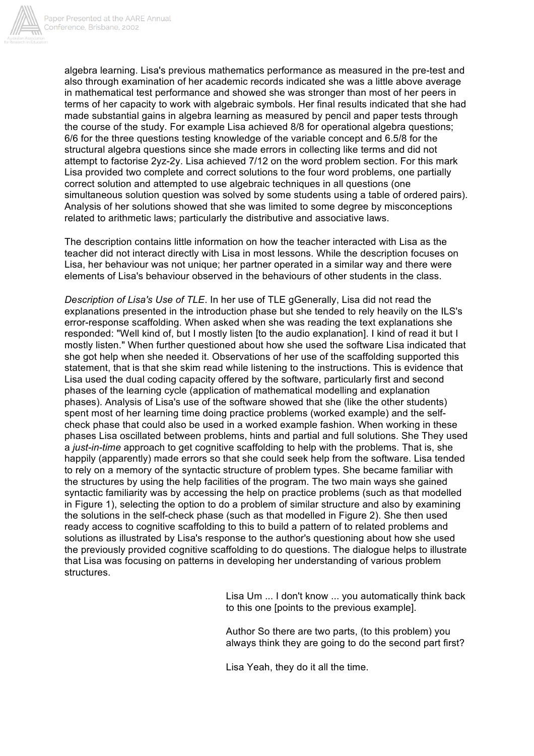algebra learning. Lisa's previous mathematics performance as measured in the pre-test and also through examination of her academic records indicated she was a little above average in mathematical test performance and showed she was stronger than most of her peers in terms of her capacity to work with algebraic symbols. Her final results indicated that she had made substantial gains in algebra learning as measured by pencil and paper tests through the course of the study. For example Lisa achieved 8/8 for operational algebra questions; 6/6 for the three questions testing knowledge of the variable concept and 6.5/8 for the structural algebra questions since she made errors in collecting like terms and did not attempt to factorise 2yz-2y. Lisa achieved 7/12 on the word problem section. For this mark Lisa provided two complete and correct solutions to the four word problems, one partially correct solution and attempted to use algebraic techniques in all questions (one simultaneous solution question was solved by some students using a table of ordered pairs). Analysis of her solutions showed that she was limited to some degree by misconceptions related to arithmetic laws; particularly the distributive and associative laws.

The description contains little information on how the teacher interacted with Lisa as the teacher did not interact directly with Lisa in most lessons. While the description focuses on Lisa, her behaviour was not unique; her partner operated in a similar way and there were elements of Lisa's behaviour observed in the behaviours of other students in the class.

*Description of Lisa's Use of TLE*. In her use of TLE gGenerally, Lisa did not read the explanations presented in the introduction phase but she tended to rely heavily on the ILS's error-response scaffolding. When asked when she was reading the text explanations she responded: "Well kind of, but I mostly listen [to the audio explanation]. I kind of read it but I mostly listen." When further questioned about how she used the software Lisa indicated that she got help when she needed it. Observations of her use of the scaffolding supported this statement, that is that she skim read while listening to the instructions. This is evidence that Lisa used the dual coding capacity offered by the software, particularly first and second phases of the learning cycle (application of mathematical modelling and explanation phases). Analysis of Lisa's use of the software showed that she (like the other students) spent most of her learning time doing practice problems (worked example) and the self-check phase that could also be used in a worked example fashion. When working in these phases Lisa oscillated between problems, hints and partial and full solutions. She They used a *just-in-time* approach to get cognitive scaffolding to help with the problems. That is, she happily (apparently) made errors so that she could seek help from the software. Lisa tended to rely on a memory of the syntactic structure of problem types. She became familiar with the structures by using the help facilities of the program. The two main ways she gained syntactic familiarity was by accessing the help on practice problems (such as that modelled in Figure 1), selecting the option to do a problem of similar structure and also by examining the solutions in the self-check phase (such as that modelled in Figure 2). She then used ready access to cognitive scaffolding to this to build a pattern of to related problems and solutions as illustrated by Lisa's response to the author's questioning about how she used the previously provided cognitive scaffolding to do questions. The dialogue helps to illustrate that Lisa was focusing on patterns in developing her understanding of various problem structures.

> Lisa Um ... I don't know ... you automatically think back to this one [points to the previous example].
>
> Author So there are two parts, (to this problem) you always think they are going to do the second part first?
>
> Lisa Yeah, they do it all the time.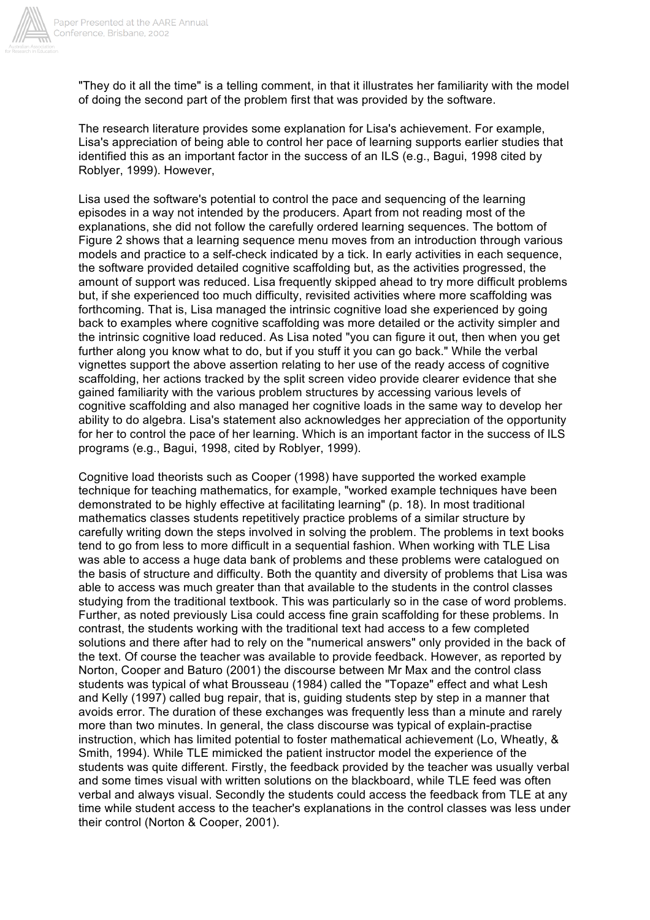"They do it all the time" is a telling comment, in that it illustrates her familiarity with the model of doing the second part of the problem first that was provided by the software.

The research literature provides some explanation for Lisa's achievement. For example, Lisa's appreciation of being able to control her pace of learning supports earlier studies that identified this as an important factor in the success of an ILS (e.g., Bagui, 1998 cited by Roblyer, 1999). However,

Lisa used the software's potential to control the pace and sequencing of the learning episodes in a way not intended by the producers. Apart from not reading most of the explanations, she did not follow the carefully ordered learning sequences. The bottom of Figure 2 shows that a learning sequence menu moves from an introduction through various models and practice to a self-check indicated by a tick. In early activities in each sequence, the software provided detailed cognitive scaffolding but, as the activities progressed, the amount of support was reduced. Lisa frequently skipped ahead to try more difficult problems but, if she experienced too much difficulty, revisited activities where more scaffolding was forthcoming. That is, Lisa managed the intrinsic cognitive load she experienced by going back to examples where cognitive scaffolding was more detailed or the activity simpler and the intrinsic cognitive load reduced. As Lisa noted "you can figure it out, then when you get further along you know what to do, but if you stuff it you can go back." While the verbal vignettes support the above assertion relating to her use of the ready access of cognitive scaffolding, her actions tracked by the split screen video provide clearer evidence that she gained familiarity with the various problem structures by accessing various levels of cognitive scaffolding and also managed her cognitive loads in the same way to develop her ability to do algebra. Lisa's statement also acknowledges her appreciation of the opportunity for her to control the pace of her learning. Which is an important factor in the success of ILS programs (e.g., Bagui, 1998, cited by Roblyer, 1999).

Cognitive load theorists such as Cooper (1998) have supported the worked example technique for teaching mathematics, for example, "worked example techniques have been demonstrated to be highly effective at facilitating learning" (p. 18). In most traditional mathematics classes students repetitively practice problems of a similar structure by carefully writing down the steps involved in solving the problem. The problems in text books tend to go from less to more difficult in a sequential fashion. When working with TLE Lisa was able to access a huge data bank of problems and these problems were catalogued on the basis of structure and difficulty. Both the quantity and diversity of problems that Lisa was able to access was much greater than that available to the students in the control classes studying from the traditional textbook. This was particularly so in the case of word problems. Further, as noted previously Lisa could access fine grain scaffolding for these problems. In contrast, the students working with the traditional text had access to a few completed solutions and there after had to rely on the "numerical answers" only provided in the back of the text. Of course the teacher was available to provide feedback. However, as reported by Norton, Cooper and Baturo (2001) the discourse between Mr Max and the control class students was typical of what Brousseau (1984) called the "Topaze" effect and what Lesh and Kelly (1997) called bug repair, that is, guiding students step by step in a manner that avoids error. The duration of these exchanges was frequently less than a minute and rarely more than two minutes. In general, the class discourse was typical of explain-practise instruction, which has limited potential to foster mathematical achievement (Lo, Wheatly, & Smith, 1994). While TLE mimicked the patient instructor model the experience of the students was quite different. Firstly, the feedback provided by the teacher was usually verbal and some times visual with written solutions on the blackboard, while TLE feed was often verbal and always visual. Secondly the students could access the feedback from TLE at any time while student access to the teacher's explanations in the control classes was less under their control (Norton & Cooper, 2001).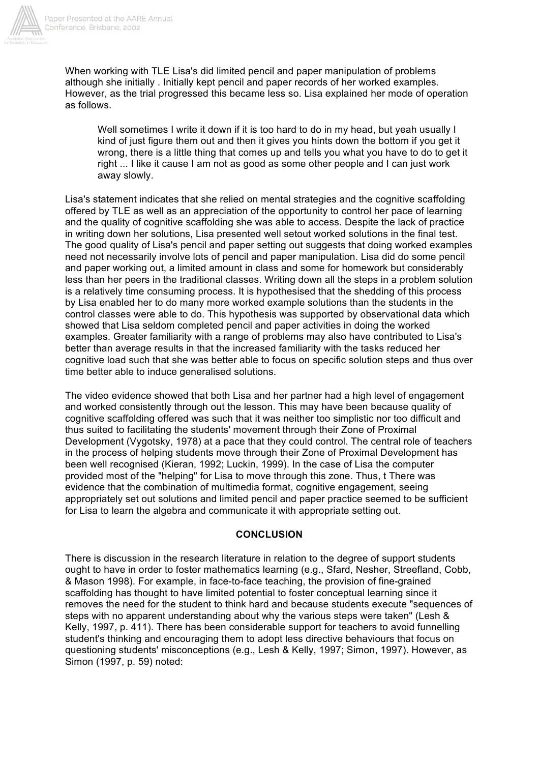When working with TLE Lisa's did limited pencil and paper manipulation of problems although she initially . Initially kept pencil and paper records of her worked examples. However, as the trial progressed this became less so. Lisa explained her mode of operation as follows.

> Well sometimes I write it down if it is too hard to do in my head, but yeah usually I kind of just figure them out and then it gives you hints down the bottom if you get it wrong, there is a little thing that comes up and tells you what you have to do to get it right ... I like it cause I am not as good as some other people and I can just work away slowly.

Lisa's statement indicates that she relied on mental strategies and the cognitive scaffolding offered by TLE as well as an appreciation of the opportunity to control her pace of learning and the quality of cognitive scaffolding she was able to access. Despite the lack of practice in writing down her solutions, Lisa presented well setout worked solutions in the final test. The good quality of Lisa's pencil and paper setting out suggests that doing worked examples need not necessarily involve lots of pencil and paper manipulation. Lisa did do some pencil and paper working out, a limited amount in class and some for homework but considerably less than her peers in the traditional classes. Writing down all the steps in a problem solution is a relatively time consuming process. It is hypothesised that the shedding of this process by Lisa enabled her to do many more worked example solutions than the students in the control classes were able to do. This hypothesis was supported by observational data which showed that Lisa seldom completed pencil and paper activities in doing the worked examples. Greater familiarity with a range of problems may also have contributed to Lisa's better than average results in that the increased familiarity with the tasks reduced her cognitive load such that she was better able to focus on specific solution steps and thus over time better able to induce generalised solutions.

The video evidence showed that both Lisa and her partner had a high level of engagement and worked consistently through out the lesson. This may have been because quality of cognitive scaffolding offered was such that it was neither too simplistic nor too difficult and thus suited to facilitating the students' movement through their Zone of Proximal Development (Vygotsky, 1978) at a pace that they could control. The central role of teachers in the process of helping students move through their Zone of Proximal Development has been well recognised (Kieran, 1992; Luckin, 1999). In the case of Lisa the computer provided most of the "helping" for Lisa to move through this zone. Thus, t There was evidence that the combination of multimedia format, cognitive engagement, seeing appropriately set out solutions and limited pencil and paper practice seemed to be sufficient for Lisa to learn the algebra and communicate it with appropriate setting out.

## CONCLUSION

There is discussion in the research literature in relation to the degree of support students ought to have in order to foster mathematics learning (e.g., Sfard, Nesher, Streefland, Cobb, & Mason 1998). For example, in face-to-face teaching, the provision of fine-grained scaffolding has thought to have limited potential to foster conceptual learning since it removes the need for the student to think hard and because students execute "sequences of steps with no apparent understanding about why the various steps were taken" (Lesh & Kelly, 1997, p. 411). There has been considerable support for teachers to avoid funnelling student's thinking and encouraging them to adopt less directive behaviours that focus on questioning students' misconceptions (e.g., Lesh & Kelly, 1997; Simon, 1997). However, as Simon (1997, p. 59) noted: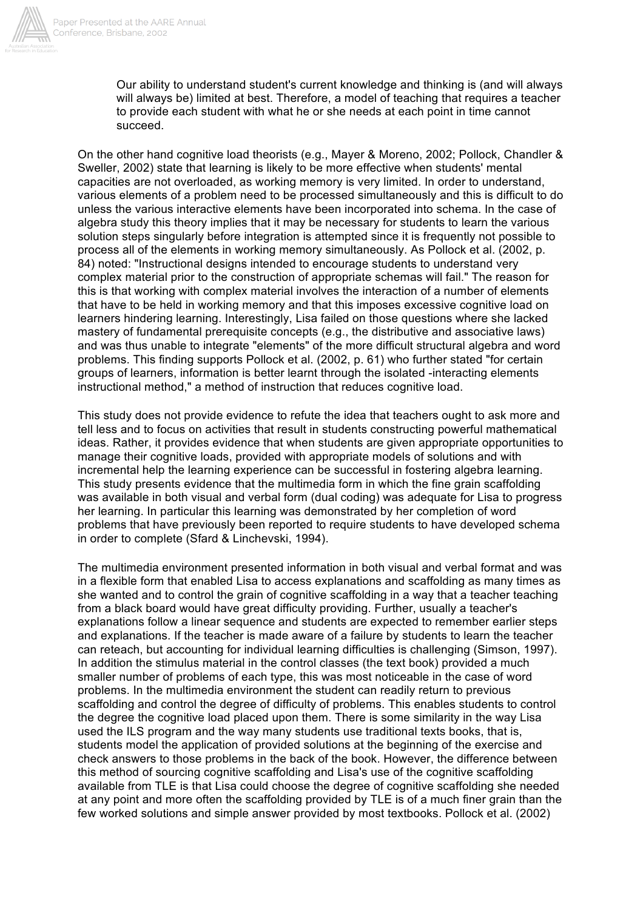> Our ability to understand student's current knowledge and thinking is (and will always will always be) limited at best. Therefore, a model of teaching that requires a teacher to provide each student with what he or she needs at each point in time cannot succeed.

On the other hand cognitive load theorists (e.g., Mayer & Moreno, 2002; Pollock, Chandler & Sweller, 2002) state that learning is likely to be more effective when students' mental capacities are not overloaded, as working memory is very limited. In order to understand, various elements of a problem need to be processed simultaneously and this is difficult to do unless the various interactive elements have been incorporated into schema. In the case of algebra study this theory implies that it may be necessary for students to learn the various solution steps singularly before integration is attempted since it is frequently not possible to process all of the elements in working memory simultaneously. As Pollock et al. (2002, p. 84) noted: "Instructional designs intended to encourage students to understand very complex material prior to the construction of appropriate schemas will fail." The reason for this is that working with complex material involves the interaction of a number of elements that have to be held in working memory and that this imposes excessive cognitive load on learners hindering learning. Interestingly, Lisa failed on those questions where she lacked mastery of fundamental prerequisite concepts (e.g., the distributive and associative laws) and was thus unable to integrate "elements" of the more difficult structural algebra and word problems. This finding supports Pollock et al. (2002, p. 61) who further stated "for certain groups of learners, information is better learnt through the isolated -interacting elements instructional method," a method of instruction that reduces cognitive load.

This study does not provide evidence to refute the idea that teachers ought to ask more and tell less and to focus on activities that result in students constructing powerful mathematical ideas. Rather, it provides evidence that when students are given appropriate opportunities to manage their cognitive loads, provided with appropriate models of solutions and with incremental help the learning experience can be successful in fostering algebra learning. This study presents evidence that the multimedia form in which the fine grain scaffolding was available in both visual and verbal form (dual coding) was adequate for Lisa to progress her learning. In particular this learning was demonstrated by her completion of word problems that have previously been reported to require students to have developed schema in order to complete (Sfard & Linchevski, 1994).

The multimedia environment presented information in both visual and verbal format and was in a flexible form that enabled Lisa to access explanations and scaffolding as many times as she wanted and to control the grain of cognitive scaffolding in a way that a teacher teaching from a black board would have great difficulty providing. Further, usually a teacher's explanations follow a linear sequence and students are expected to remember earlier steps and explanations. If the teacher is made aware of a failure by students to learn the teacher can reteach, but accounting for individual learning difficulties is challenging (Simson, 1997). In addition the stimulus material in the control classes (the text book) provided a much smaller number of problems of each type, this was most noticeable in the case of word problems. In the multimedia environment the student can readily return to previous scaffolding and control the degree of difficulty of problems. This enables students to control the degree the cognitive load placed upon them. There is some similarity in the way Lisa used the ILS program and the way many students use traditional texts books, that is, students model the application of provided solutions at the beginning of the exercise and check answers to those problems in the back of the book. However, the difference between this method of sourcing cognitive scaffolding and Lisa's use of the cognitive scaffolding available from TLE is that Lisa could choose the degree of cognitive scaffolding she needed at any point and more often the scaffolding provided by TLE is of a much finer grain than the few worked solutions and simple answer provided by most textbooks. Pollock et al. (2002)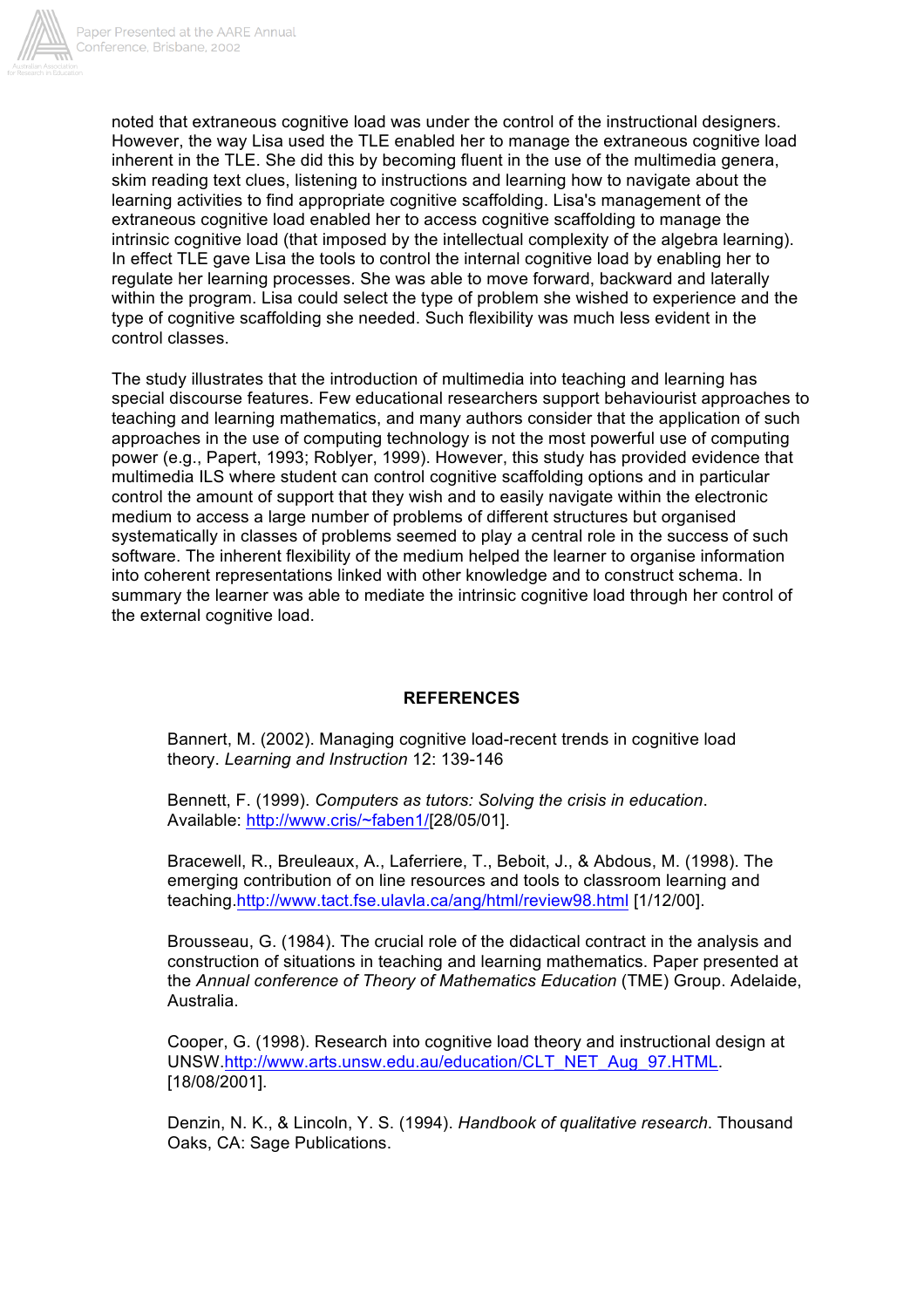noted that extraneous cognitive load was under the control of the instructional designers. However, the way Lisa used the TLE enabled her to manage the extraneous cognitive load inherent in the TLE. She did this by becoming fluent in the use of the multimedia genera, skim reading text clues, listening to instructions and learning how to navigate about the learning activities to find appropriate cognitive scaffolding. Lisa's management of the extraneous cognitive load enabled her to access cognitive scaffolding to manage the intrinsic cognitive load (that imposed by the intellectual complexity of the algebra learning). In effect TLE gave Lisa the tools to control the internal cognitive load by enabling her to regulate her learning processes. She was able to move forward, backward and laterally within the program. Lisa could select the type of problem she wished to experience and the type of cognitive scaffolding she needed. Such flexibility was much less evident in the control classes.

The study illustrates that the introduction of multimedia into teaching and learning has special discourse features. Few educational researchers support behaviourist approaches to teaching and learning mathematics, and many authors consider that the application of such approaches in the use of computing technology is not the most powerful use of computing power (e.g., Papert, 1993; Roblyer, 1999). However, this study has provided evidence that multimedia ILS where student can control cognitive scaffolding options and in particular control the amount of support that they wish and to easily navigate within the electronic medium to access a large number of problems of different structures but organised systematically in classes of problems seemed to play a central role in the success of such software. The inherent flexibility of the medium helped the learner to organise information into coherent representations linked with other knowledge and to construct schema. In summary the learner was able to mediate the intrinsic cognitive load through her control of the external cognitive load.

## REFERENCES

Bannert, M. (2002). Managing cognitive load-recent trends in cognitive load theory. *Learning and Instruction* 12: 139-146

Bennett, F. (1999). *Computers as tutors: Solving the crisis in education*. Available: http://www.cris/~faben1/[28/05/01].

Bracewell, R., Breuleaux, A., Laferriere, T., Beboit, J., & Abdous, M. (1998). The emerging contribution of on line resources and tools to classroom learning and teaching.http://www.tact.fse.ulavla.ca/ang/html/review98.html [1/12/00].

Brousseau, G. (1984). The crucial role of the didactical contract in the analysis and construction of situations in teaching and learning mathematics. Paper presented at the *Annual conference of Theory of Mathematics Education* (TME) Group. Adelaide, Australia.

Cooper, G. (1998). Research into cognitive load theory and instructional design at UNSW.http://www.arts.unsw.edu.au/education/CLT_NET_Aug_97.HTML. [18/08/2001].

Denzin, N. K., & Lincoln, Y. S. (1994). *Handbook of qualitative research*. Thousand Oaks, CA: Sage Publications.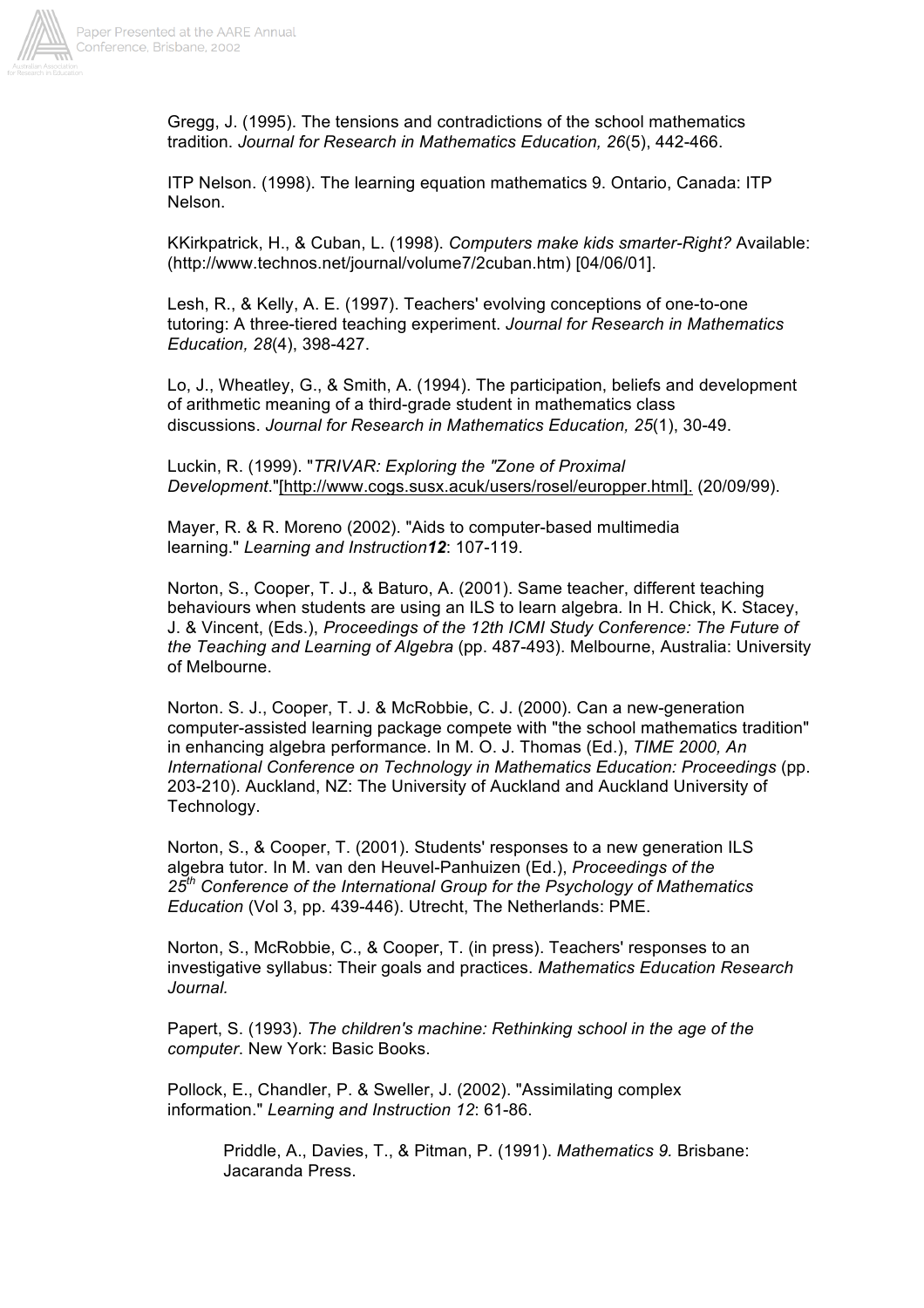Gregg, J. (1995). The tensions and contradictions of the school mathematics tradition. *Journal for Research in Mathematics Education, 26*(5), 442-466.

ITP Nelson. (1998). The learning equation mathematics 9. Ontario, Canada: ITP Nelson.

KKirkpatrick, H., & Cuban, L. (1998). *Computers make kids smarter-Right?* Available: (http://www.technos.net/journal/volume7/2cuban.htm) [04/06/01].

Lesh, R., & Kelly, A. E. (1997). Teachers' evolving conceptions of one-to-one tutoring: A three-tiered teaching experiment. *Journal for Research in Mathematics Education, 28*(4), 398-427.

Lo, J., Wheatley, G., & Smith, A. (1994). The participation, beliefs and development of arithmetic meaning of a third-grade student in mathematics class discussions. *Journal for Research in Mathematics Education, 25*(1), 30-49.

Luckin, R. (1999). "*TRIVAR: Exploring the "Zone of Proximal Development*."[http://www.cogs.susx.acuk/users/rosel/europper.html]. (20/09/99).

Mayer, R. & R. Moreno (2002). "Aids to computer-based multimedia learning." *Learning and Instruction* ***12***: 107-119.

Norton, S., Cooper, T. J., & Baturo, A. (2001). Same teacher, different teaching behaviours when students are using an ILS to learn algebra. In H. Chick, K. Stacey, J. & Vincent, (Eds.), *Proceedings of the 12th ICMI Study Conference: The Future of the Teaching and Learning of Algebra* (pp. 487-493). Melbourne, Australia: University of Melbourne.

Norton. S. J., Cooper, T. J. & McRobbie, C. J. (2000). Can a new-generation computer-assisted learning package compete with "the school mathematics tradition" in enhancing algebra performance. In M. O. J. Thomas (Ed.), *TIME 2000, An International Conference on Technology in Mathematics Education: Proceedings* (pp. 203-210). Auckland, NZ: The University of Auckland and Auckland University of Technology.

Norton, S., & Cooper, T. (2001). Students' responses to a new generation ILS algebra tutor. In M. van den Heuvel-Panhuizen (Ed.), *Proceedings of the 25th Conference of the International Group for the Psychology of Mathematics Education* (Vol 3, pp. 439-446). Utrecht, The Netherlands: PME.

Norton, S., McRobbie, C., & Cooper, T. (in press). Teachers' responses to an investigative syllabus: Their goals and practices. *Mathematics Education Research Journal*.

Papert, S. (1993). *The children's machine: Rethinking school in the age of the computer*. New York: Basic Books.

Pollock, E., Chandler, P. & Sweller, J. (2002). "Assimilating complex information." *Learning and Instruction 12*: 61-86.

Priddle, A., Davies, T., & Pitman, P. (1991). *Mathematics 9.* Brisbane: Jacaranda Press.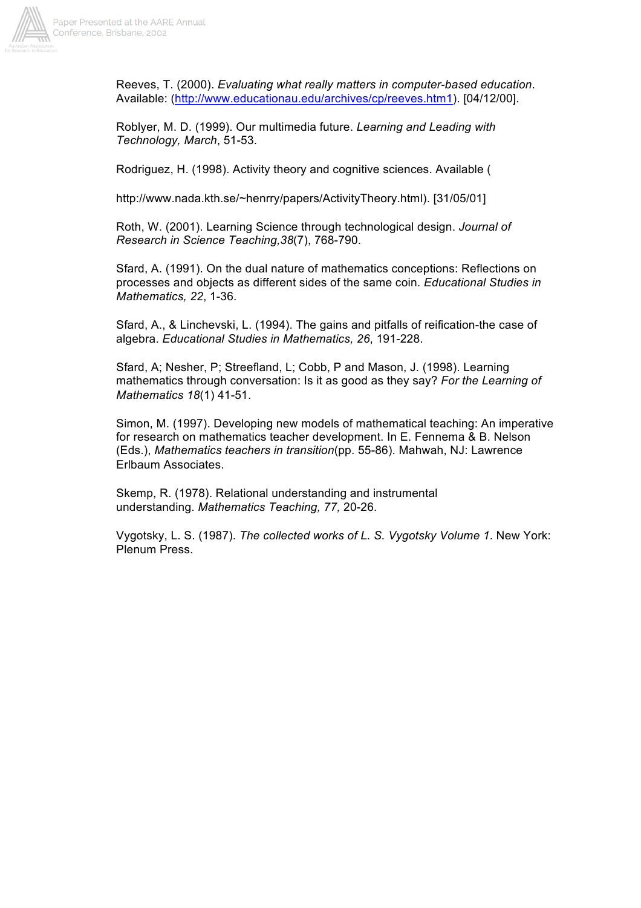Reeves, T. (2000). *Evaluating what really matters in computer-based education*. Available: (http://www.educationau.edu/archives/cp/reeves.htm1). [04/12/00].

Roblyer, M. D. (1999). Our multimedia future. *Learning and Leading with Technology, March*, 51-53.

Rodriguez, H. (1998). Activity theory and cognitive sciences. Available (

http://www.nada.kth.se/~henrry/papers/ActivityTheory.html). [31/05/01]

Roth, W. (2001). Learning Science through technological design. *Journal of Research in Science Teaching,38*(7), 768-790.

Sfard, A. (1991). On the dual nature of mathematics conceptions: Reflections on processes and objects as different sides of the same coin. *Educational Studies in Mathematics, 22*, 1-36.

Sfard, A., & Linchevski, L. (1994). The gains and pitfalls of reification-the case of algebra. *Educational Studies in Mathematics, 26*, 191-228.

Sfard, A; Nesher, P; Streefland, L; Cobb, P and Mason, J. (1998). Learning mathematics through conversation: Is it as good as they say? *For the Learning of Mathematics 18*(1) 41-51.

Simon, M. (1997). Developing new models of mathematical teaching: An imperative for research on mathematics teacher development. In E. Fennema & B. Nelson (Eds.), *Mathematics teachers in transition*(pp. 55-86). Mahwah, NJ: Lawrence Erlbaum Associates.

Skemp, R. (1978). Relational understanding and instrumental understanding. *Mathematics Teaching, 77,* 20-26.

Vygotsky, L. S. (1987). *The collected works of L. S. Vygotsky Volume 1*. New York: Plenum Press.